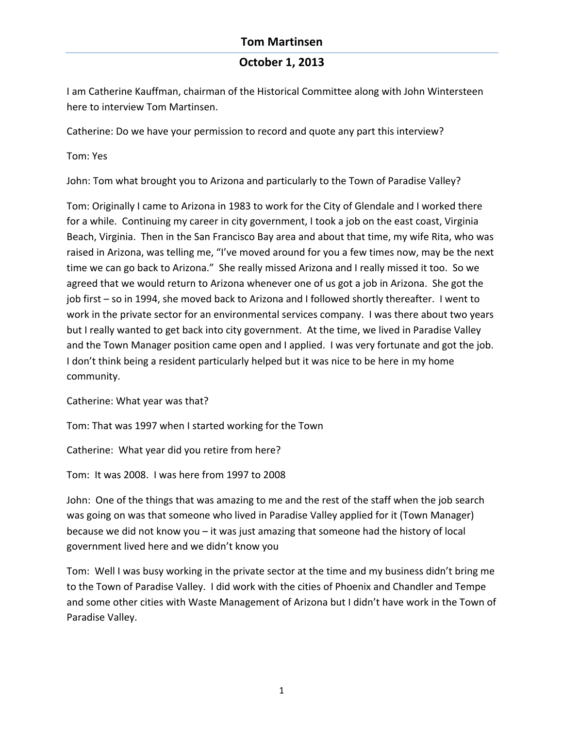# Tom Martinsen

## October 1, 2013

I am Catherine Kauffman, chairman of the Historical Committee along with John Wintersteen here to interview Tom Martinsen.

Catherine: Do we have your permission to record and quote any part this interview?

Tom: Yes

John: Tom what brought you to Arizona and particularly to the Town of Paradise Valley?

Tom: Originally I came to Arizona in 1983 to work for the City of Glendale and I worked there for a while. Continuing my career in city government, I took a job on the east coast, Virginia Beach, Virginia. Then in the San Francisco Bay area and about that time, my wife Rita, who was raised in Arizona, was telling me, "I've moved around for you a few times now, may be the next time we can go back to Arizona." She really missed Arizona and I really missed it too. So we agreed that we would return to Arizona whenever one of us got a job in Arizona. She got the job first – so in 1994, she moved back to Arizona and I followed shortly thereafter. I went to work in the private sector for an environmental services company. I was there about two years but I really wanted to get back into city government. At the time, we lived in Paradise Valley and the Town Manager position came open and I applied. I was very fortunate and got the job. I don't think being a resident particularly helped but it was nice to be here in my home community.

Catherine: What year was that?

Tom: That was 1997 when I started working for the Town

Catherine: What year did you retire from here?

Tom: It was 2008. I was here from 1997 to 2008

John: One of the things that was amazing to me and the rest of the staff when the job search was going on was that someone who lived in Paradise Valley applied for it (Town Manager) because we did not know you – it was just amazing that someone had the history of local government lived here and we didn't know you

Tom: Well I was busy working in the private sector at the time and my business didn't bring me to the Town of Paradise Valley. I did work with the cities of Phoenix and Chandler and Tempe and some other cities with Waste Management of Arizona but I didn't have work in the Town of Paradise Valley.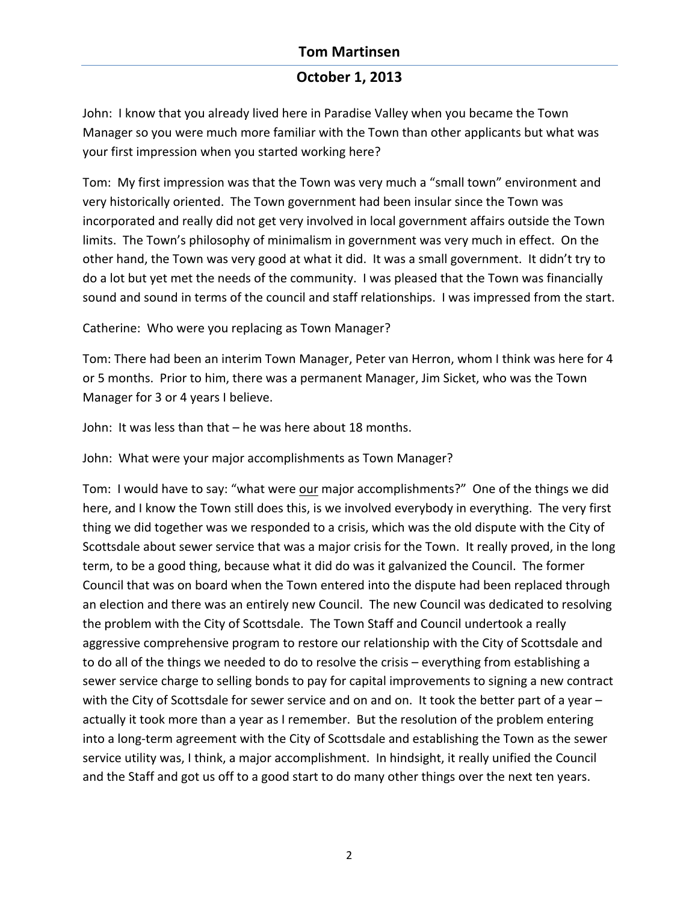John: I know that you already lived here in Paradise Valley when you became the Town Manager so you were much more familiar with the Town than other applicants but what was your first impression when you started working here?

Tom: My first impression was that the Town was very much a "small town" environment and very historically oriented. The Town government had been insular since the Town was incorporated and really did not get very involved in local government affairs outside the Town limits. The Town's philosophy of minimalism in government was very much in effect. On the other hand, the Town was very good at what it did. It was a small government. It didn't try to do a lot but yet met the needs of the community. I was pleased that the Town was financially sound and sound in terms of the council and staff relationships. I was impressed from the start.

Catherine: Who were you replacing as Town Manager?

Tom: There had been an interim Town Manager, Peter van Herron, whom I think was here for 4 or 5 months. Prior to him, there was a permanent Manager, Jim Sicket, who was the Town Manager for 3 or 4 years I believe.

John: It was less than that – he was here about 18 months.

John: What were your major accomplishments as Town Manager?

Tom: I would have to say: "what were <u>our</u> major accomplishments?" One of the things we did here, and I know the Town still does this, is we involved everybody in everything. The very first thing we did together was we responded to a crisis, which was the old dispute with the City of Scottsdale about sewer service that was a major crisis for the Town. It really proved, in the long term, to be a good thing, because what it did do was it galvanized the Council. The former Council that was on board when the Town entered into the dispute had been replaced through an election and there was an entirely new Council. The new Council was dedicated to resolving the problem with the City of Scottsdale. The Town Staff and Council undertook a really aggressive comprehensive program to restore our relationship with the City of Scottsdale and to do all of the things we needed to do to resolve the crisis – everything from establishing a sewer service charge to selling bonds to pay for capital improvements to signing a new contract with the City of Scottsdale for sewer service and on and on. It took the better part of a year – actually it took more than a year as I remember. But the resolution of the problem entering into a long-term agreement with the City of Scottsdale and establishing the Town as the sewer service utility was, I think, a major accomplishment. In hindsight, it really unified the Council and the Staff and got us off to a good start to do many other things over the next ten years.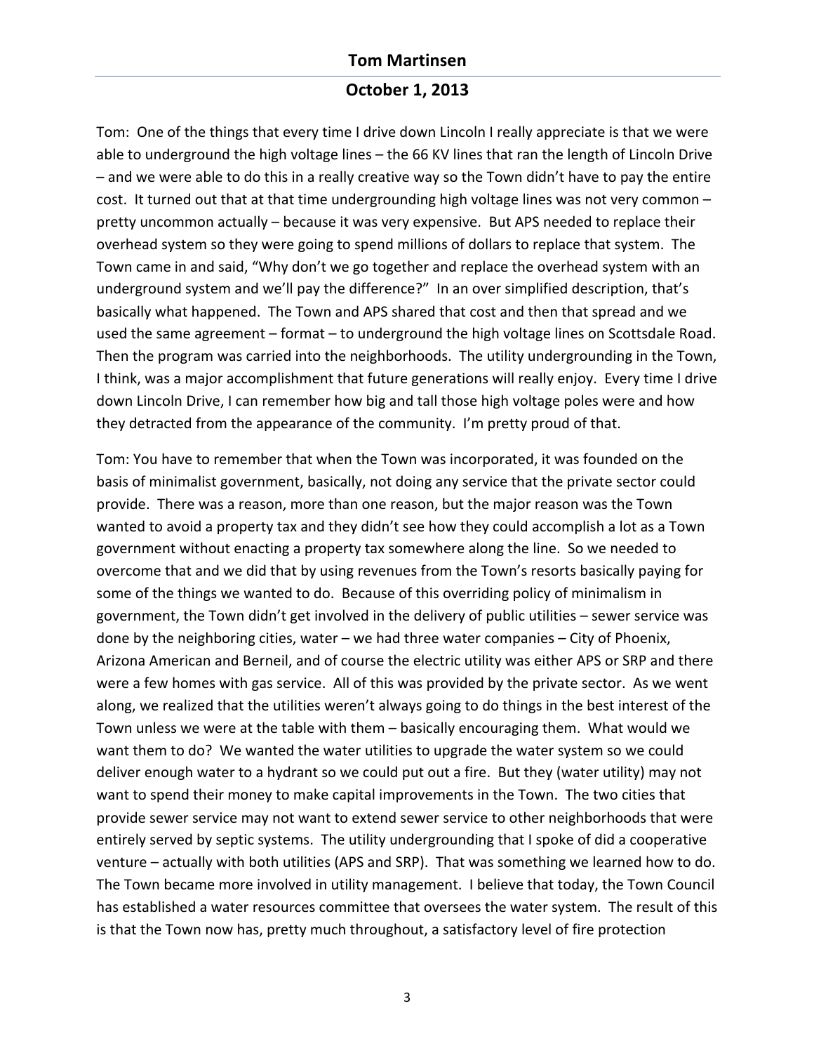Tom: One of the things that every time I drive down Lincoln I really appreciate is that we were able to underground the high voltage lines – the 66 KV lines that ran the length of Lincoln Drive – and we were able to do this in a really creative way so the Town didn't have to pay the entire cost. It turned out that at that time undergrounding high voltage lines was not very common – pretty uncommon actually – because it was very expensive. But APS needed to replace their overhead system so they were going to spend millions of dollars to replace that system. The Town came in and said, "Why don't we go together and replace the overhead system with an underground system and we'll pay the difference?" In an over simplified description, that's basically what happened. The Town and APS shared that cost and then that spread and we used the same agreement – format – to underground the high voltage lines on Scottsdale Road. Then the program was carried into the neighborhoods. The utility undergrounding in the Town, I think, was a major accomplishment that future generations will really enjoy. Every time I drive down Lincoln Drive, I can remember how big and tall those high voltage poles were and how they detracted from the appearance of the community. I'm pretty proud of that.

Tom: You have to remember that when the Town was incorporated, it was founded on the basis of minimalist government, basically, not doing any service that the private sector could provide. There was a reason, more than one reason, but the major reason was the Town wanted to avoid a property tax and they didn't see how they could accomplish a lot as a Town government without enacting a property tax somewhere along the line. So we needed to overcome that and we did that by using revenues from the Town's resorts basically paying for some of the things we wanted to do. Because of this overriding policy of minimalism in government, the Town didn't get involved in the delivery of public utilities – sewer service was done by the neighboring cities, water – we had three water companies – City of Phoenix, Arizona American and Berneil, and of course the electric utility was either APS or SRP and there were a few homes with gas service. All of this was provided by the private sector. As we went along, we realized that the utilities weren't always going to do things in the best interest of the Town unless we were at the table with them – basically encouraging them. What would we want them to do? We wanted the water utilities to upgrade the water system so we could deliver enough water to a hydrant so we could put out a fire. But they (water utility) may not want to spend their money to make capital improvements in the Town. The two cities that provide sewer service may not want to extend sewer service to other neighborhoods that were entirely served by septic systems. The utility undergrounding that I spoke of did a cooperative venture – actually with both utilities (APS and SRP). That was something we learned how to do. The Town became more involved in utility management. I believe that today, the Town Council has established a water resources committee that oversees the water system. The result of this is that the Town now has, pretty much throughout, a satisfactory level of fire protection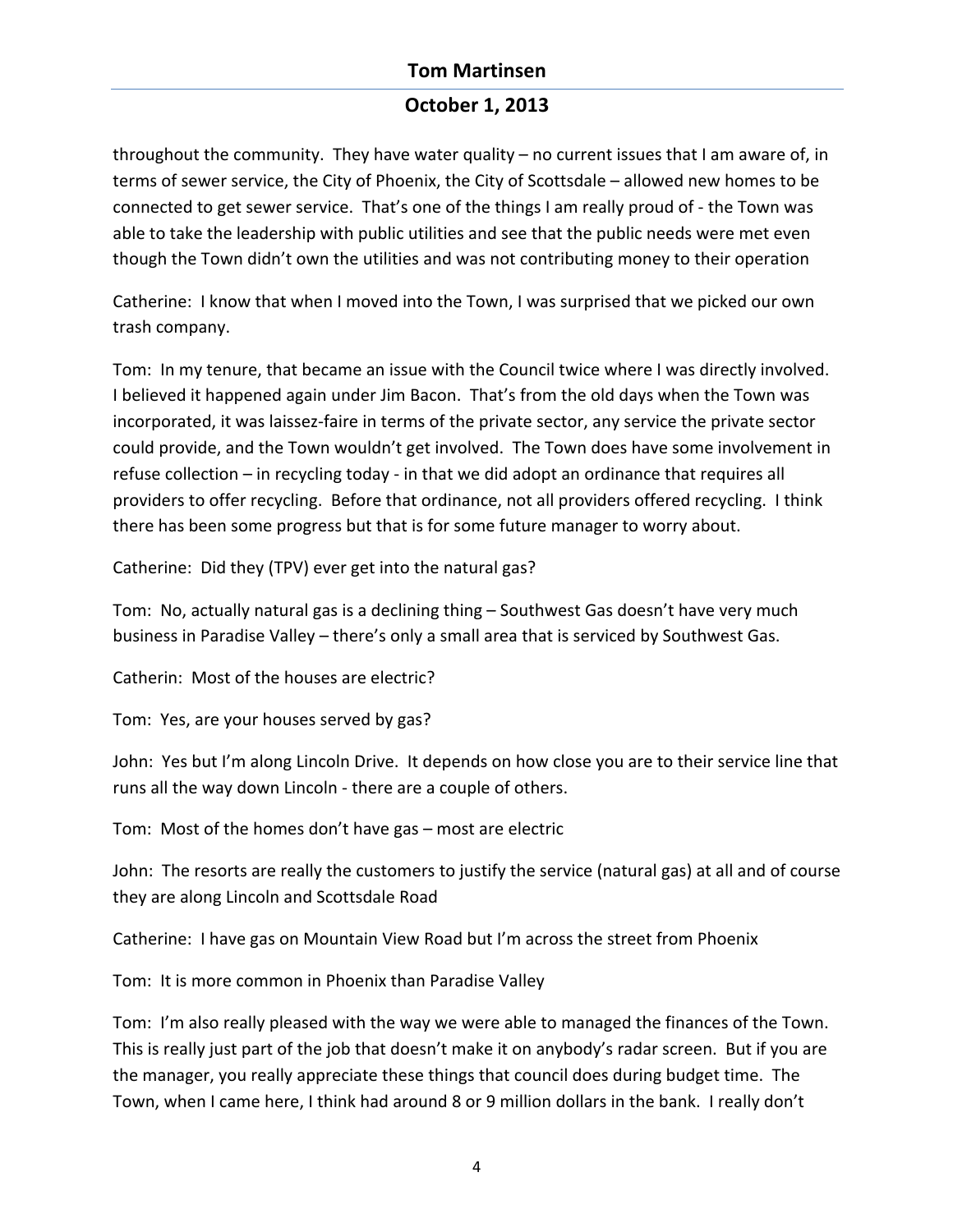throughout the community. They have water quality – no current issues that I am aware of, in terms of sewer service, the City of Phoenix, the City of Scottsdale – allowed new homes to be connected to get sewer service. That's one of the things I am really proud of - the Town was able to take the leadership with public utilities and see that the public needs were met even though the Town didn't own the utilities and was not contributing money to their operation

Catherine: I know that when I moved into the Town, I was surprised that we picked our own trash company.

Tom: In my tenure, that became an issue with the Council twice where I was directly involved. I believed it happened again under Jim Bacon. That's from the old days when the Town was incorporated, it was laissez-faire in terms of the private sector, any service the private sector could provide, and the Town wouldn't get involved. The Town does have some involvement in refuse collection – in recycling today - in that we did adopt an ordinance that requires all providers to offer recycling. Before that ordinance, not all providers offered recycling. I think there has been some progress but that is for some future manager to worry about.

Catherine: Did they (TPV) ever get into the natural gas?

Tom: No, actually natural gas is a declining thing – Southwest Gas doesn't have very much business in Paradise Valley – there's only a small area that is serviced by Southwest Gas.

Catherin: Most of the houses are electric?

Tom: Yes, are your houses served by gas?

John: Yes but I'm along Lincoln Drive. It depends on how close you are to their service line that runs all the way down Lincoln - there are a couple of others.

Tom: Most of the homes don't have gas – most are electric

John: The resorts are really the customers to justify the service (natural gas) at all and of course they are along Lincoln and Scottsdale Road

Catherine: I have gas on Mountain View Road but I'm across the street from Phoenix

Tom: It is more common in Phoenix than Paradise Valley

Tom: I'm also really pleased with the way we were able to managed the finances of the Town. This is really just part of the job that doesn't make it on anybody's radar screen. But if you are the manager, you really appreciate these things that council does during budget time. The Town, when I came here, I think had around 8 or 9 million dollars in the bank. I really don't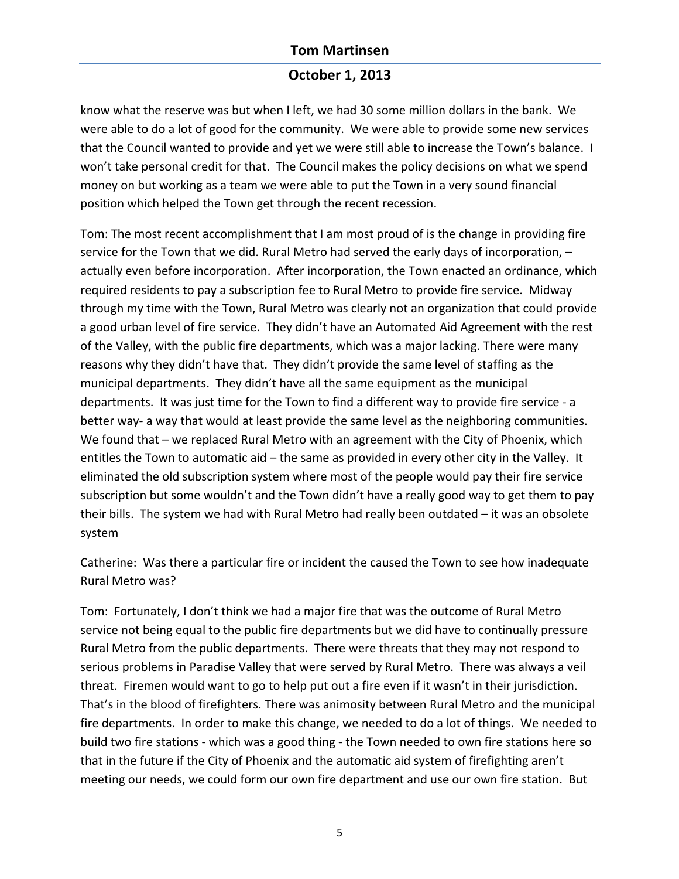know what the reserve was but when I left, we had 30 some million dollars in the bank. We were able to do a lot of good for the community. We were able to provide some new services that the Council wanted to provide and yet we were still able to increase the Town's balance. I won't take personal credit for that. The Council makes the policy decisions on what we spend money on but working as a team we were able to put the Town in a very sound financial position which helped the Town get through the recent recession.

Tom: The most recent accomplishment that I am most proud of is the change in providing fire service for the Town that we did. Rural Metro had served the early days of incorporation, – actually even before incorporation. After incorporation, the Town enacted an ordinance, which required residents to pay a subscription fee to Rural Metro to provide fire service. Midway through my time with the Town, Rural Metro was clearly not an organization that could provide a good urban level of fire service. They didn't have an Automated Aid Agreement with the rest of the Valley, with the public fire departments, which was a major lacking. There were many reasons why they didn't have that. They didn't provide the same level of staffing as the municipal departments. They didn't have all the same equipment as the municipal departments. It was just time for the Town to find a different way to provide fire service - a better way- a way that would at least provide the same level as the neighboring communities. We found that – we replaced Rural Metro with an agreement with the City of Phoenix, which entitles the Town to automatic aid – the same as provided in every other city in the Valley. It eliminated the old subscription system where most of the people would pay their fire service subscription but some wouldn't and the Town didn't have a really good way to get them to pay their bills. The system we had with Rural Metro had really been outdated – it was an obsolete system

Catherine: Was there a particular fire or incident the caused the Town to see how inadequate Rural Metro was?

Tom: Fortunately, I don't think we had a major fire that was the outcome of Rural Metro service not being equal to the public fire departments but we did have to continually pressure Rural Metro from the public departments. There were threats that they may not respond to serious problems in Paradise Valley that were served by Rural Metro. There was always a veil threat. Firemen would want to go to help put out a fire even if it wasn't in their jurisdiction. That's in the blood of firefighters. There was animosity between Rural Metro and the municipal fire departments. In order to make this change, we needed to do a lot of things. We needed to build two fire stations - which was a good thing - the Town needed to own fire stations here so that in the future if the City of Phoenix and the automatic aid system of firefighting aren't meeting our needs, we could form our own fire department and use our own fire station. But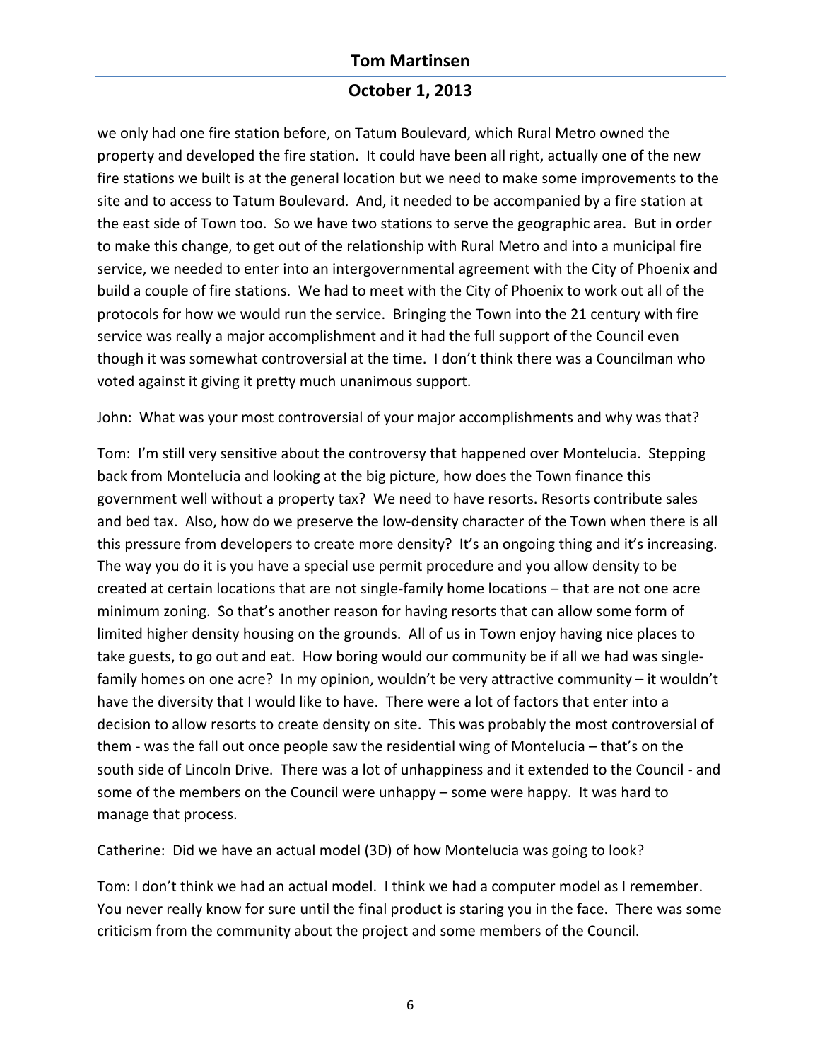we only had one fire station before, on Tatum Boulevard, which Rural Metro owned the property and developed the fire station. It could have been all right, actually one of the new fire stations we built is at the general location but we need to make some improvements to the site and to access to Tatum Boulevard. And, it needed to be accompanied by a fire station at the east side of Town too. So we have two stations to serve the geographic area. But in order to make this change, to get out of the relationship with Rural Metro and into a municipal fire service, we needed to enter into an intergovernmental agreement with the City of Phoenix and build a couple of fire stations. We had to meet with the City of Phoenix to work out all of the protocols for how we would run the service. Bringing the Town into the 21 century with fire service was really a major accomplishment and it had the full support of the Council even though it was somewhat controversial at the time. I don't think there was a Councilman who voted against it giving it pretty much unanimous support.

John: What was your most controversial of your major accomplishments and why was that?

Tom: I'm still very sensitive about the controversy that happened over Montelucia. Stepping back from Montelucia and looking at the big picture, how does the Town finance this government well without a property tax? We need to have resorts. Resorts contribute sales and bed tax. Also, how do we preserve the low-density character of the Town when there is all this pressure from developers to create more density? It's an ongoing thing and it's increasing. The way you do it is you have a special use permit procedure and you allow density to be created at certain locations that are not single-family home locations – that are not one acre minimum zoning. So that's another reason for having resorts that can allow some form of limited higher density housing on the grounds. All of us in Town enjoy having nice places to take guests, to go out and eat. How boring would our community be if all we had was single-family homes on one acre? In my opinion, wouldn't be very attractive community – it wouldn't have the diversity that I would like to have. There were a lot of factors that enter into a decision to allow resorts to create density on site. This was probably the most controversial of them - was the fall out once people saw the residential wing of Montelucia – that's on the south side of Lincoln Drive. There was a lot of unhappiness and it extended to the Council - and some of the members on the Council were unhappy – some were happy. It was hard to manage that process.

Catherine: Did we have an actual model (3D) of how Montelucia was going to look?

Tom: I don't think we had an actual model. I think we had a computer model as I remember. You never really know for sure until the final product is staring you in the face. There was some criticism from the community about the project and some members of the Council.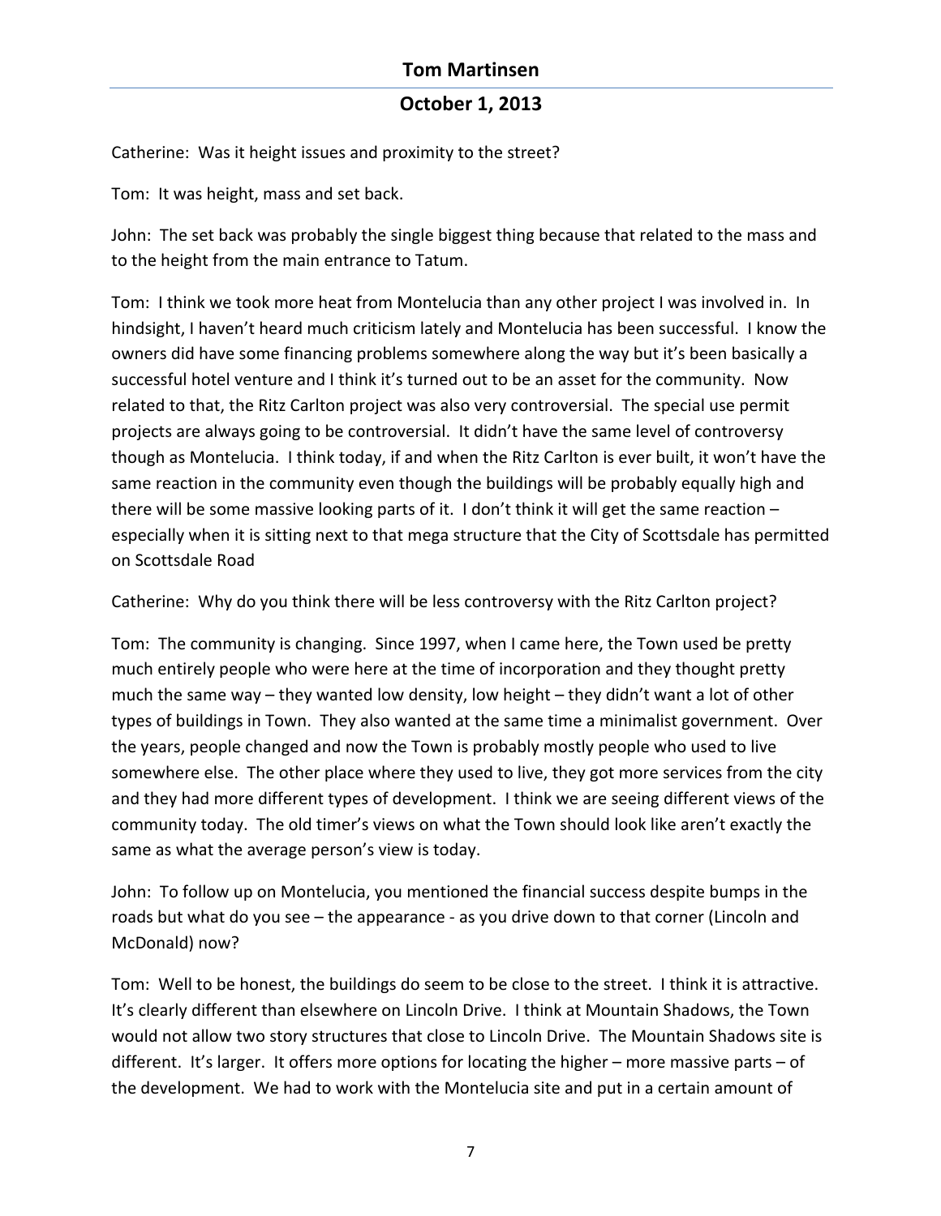Catherine: Was it height issues and proximity to the street?

Tom: It was height, mass and set back.

John: The set back was probably the single biggest thing because that related to the mass and to the height from the main entrance to Tatum.

Tom: I think we took more heat from Montelucia than any other project I was involved in. In hindsight, I haven't heard much criticism lately and Montelucia has been successful. I know the owners did have some financing problems somewhere along the way but it's been basically a successful hotel venture and I think it's turned out to be an asset for the community. Now related to that, the Ritz Carlton project was also very controversial. The special use permit projects are always going to be controversial. It didn't have the same level of controversy though as Montelucia. I think today, if and when the Ritz Carlton is ever built, it won't have the same reaction in the community even though the buildings will be probably equally high and there will be some massive looking parts of it. I don't think it will get the same reaction – especially when it is sitting next to that mega structure that the City of Scottsdale has permitted on Scottsdale Road

Catherine: Why do you think there will be less controversy with the Ritz Carlton project?

Tom: The community is changing. Since 1997, when I came here, the Town used be pretty much entirely people who were here at the time of incorporation and they thought pretty much the same way – they wanted low density, low height – they didn't want a lot of other types of buildings in Town. They also wanted at the same time a minimalist government. Over the years, people changed and now the Town is probably mostly people who used to live somewhere else. The other place where they used to live, they got more services from the city and they had more different types of development. I think we are seeing different views of the community today. The old timer's views on what the Town should look like aren't exactly the same as what the average person's view is today.

John: To follow up on Montelucia, you mentioned the financial success despite bumps in the roads but what do you see – the appearance - as you drive down to that corner (Lincoln and McDonald) now?

Tom: Well to be honest, the buildings do seem to be close to the street. I think it is attractive. It's clearly different than elsewhere on Lincoln Drive. I think at Mountain Shadows, the Town would not allow two story structures that close to Lincoln Drive. The Mountain Shadows site is different. It's larger. It offers more options for locating the higher – more massive parts – of the development. We had to work with the Montelucia site and put in a certain amount of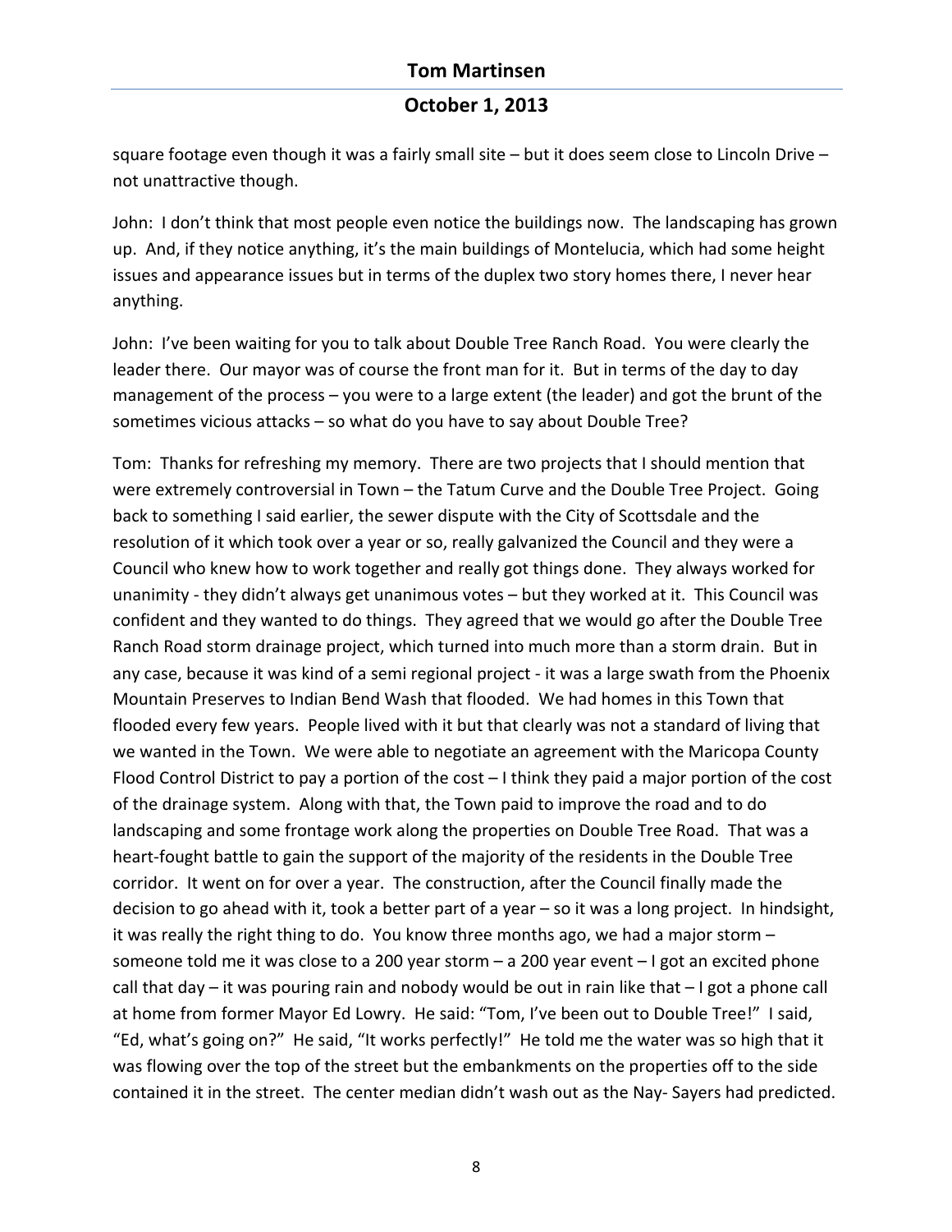square footage even though it was a fairly small site – but it does seem close to Lincoln Drive – not unattractive though.

John: I don't think that most people even notice the buildings now. The landscaping has grown up. And, if they notice anything, it's the main buildings of Montelucia, which had some height issues and appearance issues but in terms of the duplex two story homes there, I never hear anything.

John: I've been waiting for you to talk about Double Tree Ranch Road. You were clearly the leader there. Our mayor was of course the front man for it. But in terms of the day to day management of the process – you were to a large extent (the leader) and got the brunt of the sometimes vicious attacks – so what do you have to say about Double Tree?

Tom: Thanks for refreshing my memory. There are two projects that I should mention that were extremely controversial in Town – the Tatum Curve and the Double Tree Project. Going back to something I said earlier, the sewer dispute with the City of Scottsdale and the resolution of it which took over a year or so, really galvanized the Council and they were a Council who knew how to work together and really got things done. They always worked for unanimity - they didn't always get unanimous votes – but they worked at it. This Council was confident and they wanted to do things. They agreed that we would go after the Double Tree Ranch Road storm drainage project, which turned into much more than a storm drain. But in any case, because it was kind of a semi regional project - it was a large swath from the Phoenix Mountain Preserves to Indian Bend Wash that flooded. We had homes in this Town that flooded every few years. People lived with it but that clearly was not a standard of living that we wanted in the Town. We were able to negotiate an agreement with the Maricopa County Flood Control District to pay a portion of the cost – I think they paid a major portion of the cost of the drainage system. Along with that, the Town paid to improve the road and to do landscaping and some frontage work along the properties on Double Tree Road. That was a heart-fought battle to gain the support of the majority of the residents in the Double Tree corridor. It went on for over a year. The construction, after the Council finally made the decision to go ahead with it, took a better part of a year – so it was a long project. In hindsight, it was really the right thing to do. You know three months ago, we had a major storm – someone told me it was close to a 200 year storm – a 200 year event – I got an excited phone call that day – it was pouring rain and nobody would be out in rain like that – I got a phone call at home from former Mayor Ed Lowry. He said: "Tom, I've been out to Double Tree!" I said, "Ed, what's going on?" He said, "It works perfectly!" He told me the water was so high that it was flowing over the top of the street but the embankments on the properties off to the side contained it in the street. The center median didn't wash out as the Nay- Sayers had predicted.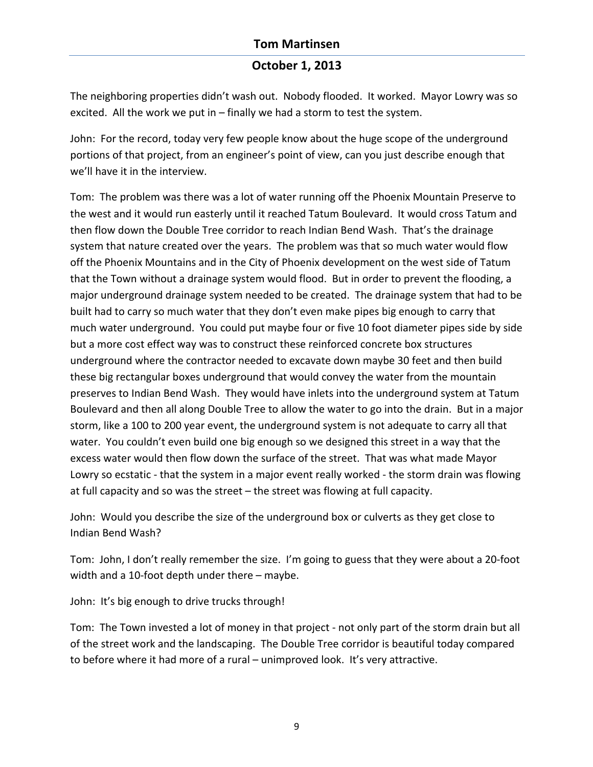The neighboring properties didn't wash out. Nobody flooded. It worked. Mayor Lowry was so excited. All the work we put in – finally we had a storm to test the system.

John: For the record, today very few people know about the huge scope of the underground portions of that project, from an engineer's point of view, can you just describe enough that we'll have it in the interview.

Tom: The problem was there was a lot of water running off the Phoenix Mountain Preserve to the west and it would run easterly until it reached Tatum Boulevard. It would cross Tatum and then flow down the Double Tree corridor to reach Indian Bend Wash. That's the drainage system that nature created over the years. The problem was that so much water would flow off the Phoenix Mountains and in the City of Phoenix development on the west side of Tatum that the Town without a drainage system would flood. But in order to prevent the flooding, a major underground drainage system needed to be created. The drainage system that had to be built had to carry so much water that they don't even make pipes big enough to carry that much water underground. You could put maybe four or five 10 foot diameter pipes side by side but a more cost effect way was to construct these reinforced concrete box structures underground where the contractor needed to excavate down maybe 30 feet and then build these big rectangular boxes underground that would convey the water from the mountain preserves to Indian Bend Wash. They would have inlets into the underground system at Tatum Boulevard and then all along Double Tree to allow the water to go into the drain. But in a major storm, like a 100 to 200 year event, the underground system is not adequate to carry all that water. You couldn't even build one big enough so we designed this street in a way that the excess water would then flow down the surface of the street. That was what made Mayor Lowry so ecstatic - that the system in a major event really worked - the storm drain was flowing at full capacity and so was the street – the street was flowing at full capacity.

John: Would you describe the size of the underground box or culverts as they get close to Indian Bend Wash?

Tom: John, I don't really remember the size. I'm going to guess that they were about a 20-foot width and a 10-foot depth under there – maybe.

John: It's big enough to drive trucks through!

Tom: The Town invested a lot of money in that project - not only part of the storm drain but all of the street work and the landscaping. The Double Tree corridor is beautiful today compared to before where it had more of a rural – unimproved look. It's very attractive.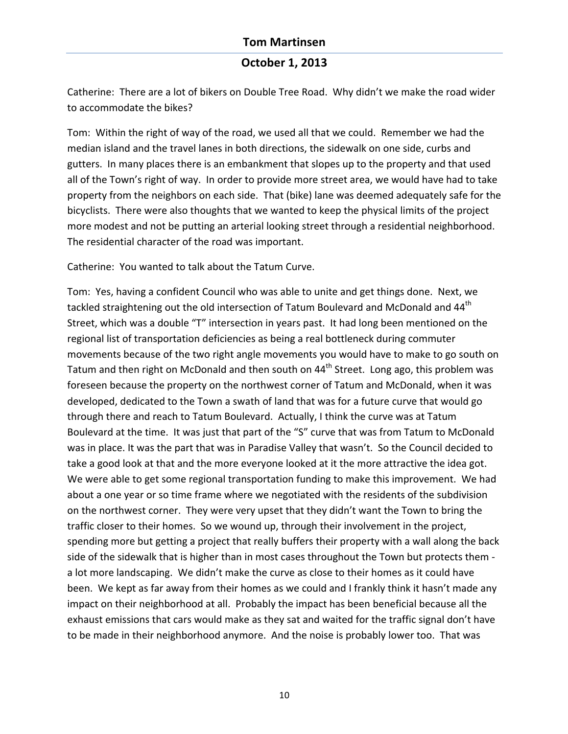Catherine: There are a lot of bikers on Double Tree Road. Why didn't we make the road wider to accommodate the bikes?

Tom: Within the right of way of the road, we used all that we could. Remember we had the median island and the travel lanes in both directions, the sidewalk on one side, curbs and gutters. In many places there is an embankment that slopes up to the property and that used all of the Town's right of way. In order to provide more street area, we would have had to take property from the neighbors on each side. That (bike) lane was deemed adequately safe for the bicyclists. There were also thoughts that we wanted to keep the physical limits of the project more modest and not be putting an arterial looking street through a residential neighborhood. The residential character of the road was important.

Catherine: You wanted to talk about the Tatum Curve.

Tom: Yes, having a confident Council who was able to unite and get things done. Next, we tackled straightening out the old intersection of Tatum Boulevard and McDonald and 44th Street, which was a double "T" intersection in years past. It had long been mentioned on the regional list of transportation deficiencies as being a real bottleneck during commuter movements because of the two right angle movements you would have to make to go south on Tatum and then right on McDonald and then south on 44th Street. Long ago, this problem was foreseen because the property on the northwest corner of Tatum and McDonald, when it was developed, dedicated to the Town a swath of land that was for a future curve that would go through there and reach to Tatum Boulevard. Actually, I think the curve was at Tatum Boulevard at the time. It was just that part of the "S" curve that was from Tatum to McDonald was in place. It was the part that was in Paradise Valley that wasn't. So the Council decided to take a good look at that and the more everyone looked at it the more attractive the idea got. We were able to get some regional transportation funding to make this improvement. We had about a one year or so time frame where we negotiated with the residents of the subdivision on the northwest corner. They were very upset that they didn't want the Town to bring the traffic closer to their homes. So we wound up, through their involvement in the project, spending more but getting a project that really buffers their property with a wall along the back side of the sidewalk that is higher than in most cases throughout the Town but protects them - a lot more landscaping. We didn't make the curve as close to their homes as it could have been. We kept as far away from their homes as we could and I frankly think it hasn't made any impact on their neighborhood at all. Probably the impact has been beneficial because all the exhaust emissions that cars would make as they sat and waited for the traffic signal don't have to be made in their neighborhood anymore. And the noise is probably lower too. That was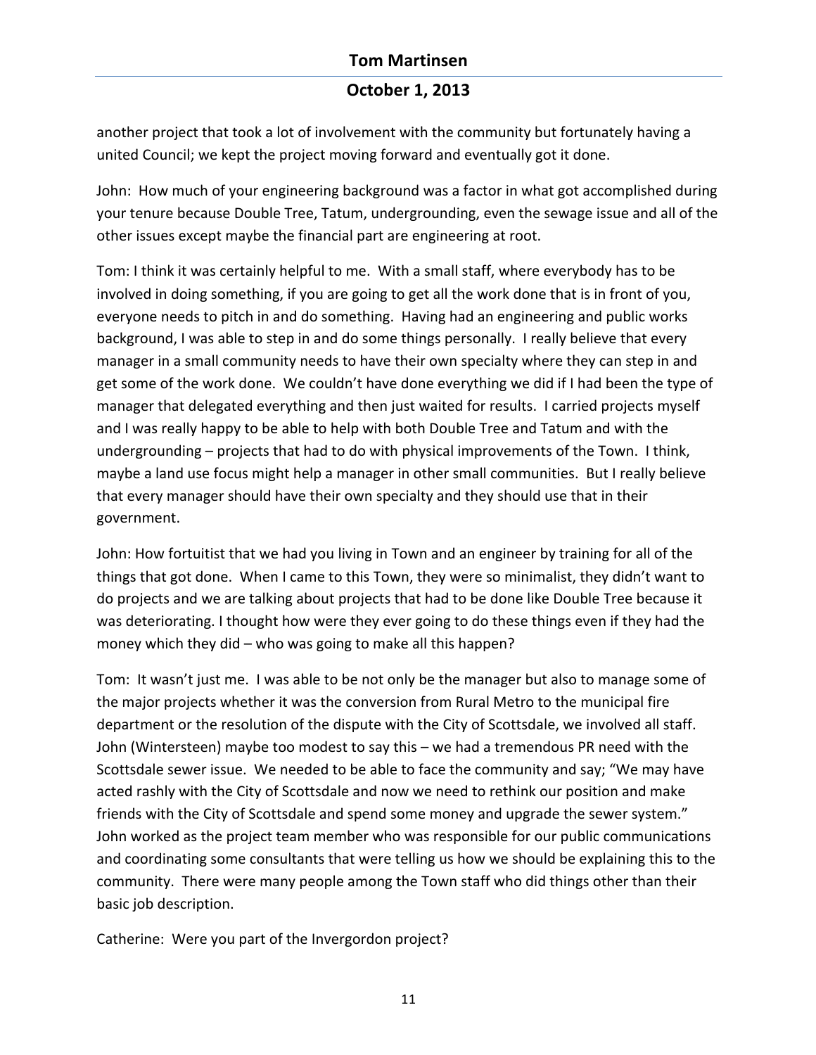another project that took a lot of involvement with the community but fortunately having a united Council; we kept the project moving forward and eventually got it done.

John: How much of your engineering background was a factor in what got accomplished during your tenure because Double Tree, Tatum, undergrounding, even the sewage issue and all of the other issues except maybe the financial part are engineering at root.

Tom: I think it was certainly helpful to me. With a small staff, where everybody has to be involved in doing something, if you are going to get all the work done that is in front of you, everyone needs to pitch in and do something. Having had an engineering and public works background, I was able to step in and do some things personally. I really believe that every manager in a small community needs to have their own specialty where they can step in and get some of the work done. We couldn't have done everything we did if I had been the type of manager that delegated everything and then just waited for results. I carried projects myself and I was really happy to be able to help with both Double Tree and Tatum and with the undergrounding – projects that had to do with physical improvements of the Town. I think, maybe a land use focus might help a manager in other small communities. But I really believe that every manager should have their own specialty and they should use that in their government.

John: How fortuitist that we had you living in Town and an engineer by training for all of the things that got done. When I came to this Town, they were so minimalist, they didn't want to do projects and we are talking about projects that had to be done like Double Tree because it was deteriorating. I thought how were they ever going to do these things even if they had the money which they did – who was going to make all this happen?

Tom: It wasn't just me. I was able to be not only be the manager but also to manage some of the major projects whether it was the conversion from Rural Metro to the municipal fire department or the resolution of the dispute with the City of Scottsdale, we involved all staff. John (Wintersteen) maybe too modest to say this – we had a tremendous PR need with the Scottsdale sewer issue. We needed to be able to face the community and say; "We may have acted rashly with the City of Scottsdale and now we need to rethink our position and make friends with the City of Scottsdale and spend some money and upgrade the sewer system." John worked as the project team member who was responsible for our public communications and coordinating some consultants that were telling us how we should be explaining this to the community. There were many people among the Town staff who did things other than their basic job description.

Catherine: Were you part of the Invergordon project?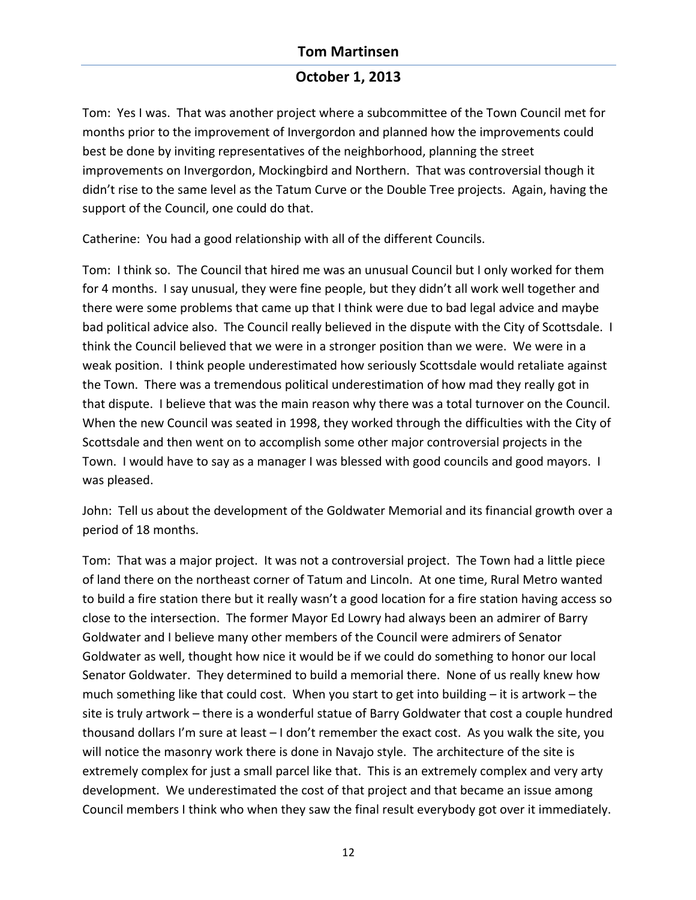Tom: Yes I was. That was another project where a subcommittee of the Town Council met for months prior to the improvement of Invergordon and planned how the improvements could best be done by inviting representatives of the neighborhood, planning the street improvements on Invergordon, Mockingbird and Northern. That was controversial though it didn't rise to the same level as the Tatum Curve or the Double Tree projects. Again, having the support of the Council, one could do that.

Catherine: You had a good relationship with all of the different Councils.

Tom: I think so. The Council that hired me was an unusual Council but I only worked for them for 4 months. I say unusual, they were fine people, but they didn't all work well together and there were some problems that came up that I think were due to bad legal advice and maybe bad political advice also. The Council really believed in the dispute with the City of Scottsdale. I think the Council believed that we were in a stronger position than we were. We were in a weak position. I think people underestimated how seriously Scottsdale would retaliate against the Town. There was a tremendous political underestimation of how mad they really got in that dispute. I believe that was the main reason why there was a total turnover on the Council. When the new Council was seated in 1998, they worked through the difficulties with the City of Scottsdale and then went on to accomplish some other major controversial projects in the Town. I would have to say as a manager I was blessed with good councils and good mayors. I was pleased.

John: Tell us about the development of the Goldwater Memorial and its financial growth over a period of 18 months.

Tom: That was a major project. It was not a controversial project. The Town had a little piece of land there on the northeast corner of Tatum and Lincoln. At one time, Rural Metro wanted to build a fire station there but it really wasn't a good location for a fire station having access so close to the intersection. The former Mayor Ed Lowry had always been an admirer of Barry Goldwater and I believe many other members of the Council were admirers of Senator Goldwater as well, thought how nice it would be if we could do something to honor our local Senator Goldwater. They determined to build a memorial there. None of us really knew how much something like that could cost. When you start to get into building – it is artwork – the site is truly artwork – there is a wonderful statue of Barry Goldwater that cost a couple hundred thousand dollars I'm sure at least – I don't remember the exact cost. As you walk the site, you will notice the masonry work there is done in Navajo style. The architecture of the site is extremely complex for just a small parcel like that. This is an extremely complex and very arty development. We underestimated the cost of that project and that became an issue among Council members I think who when they saw the final result everybody got over it immediately.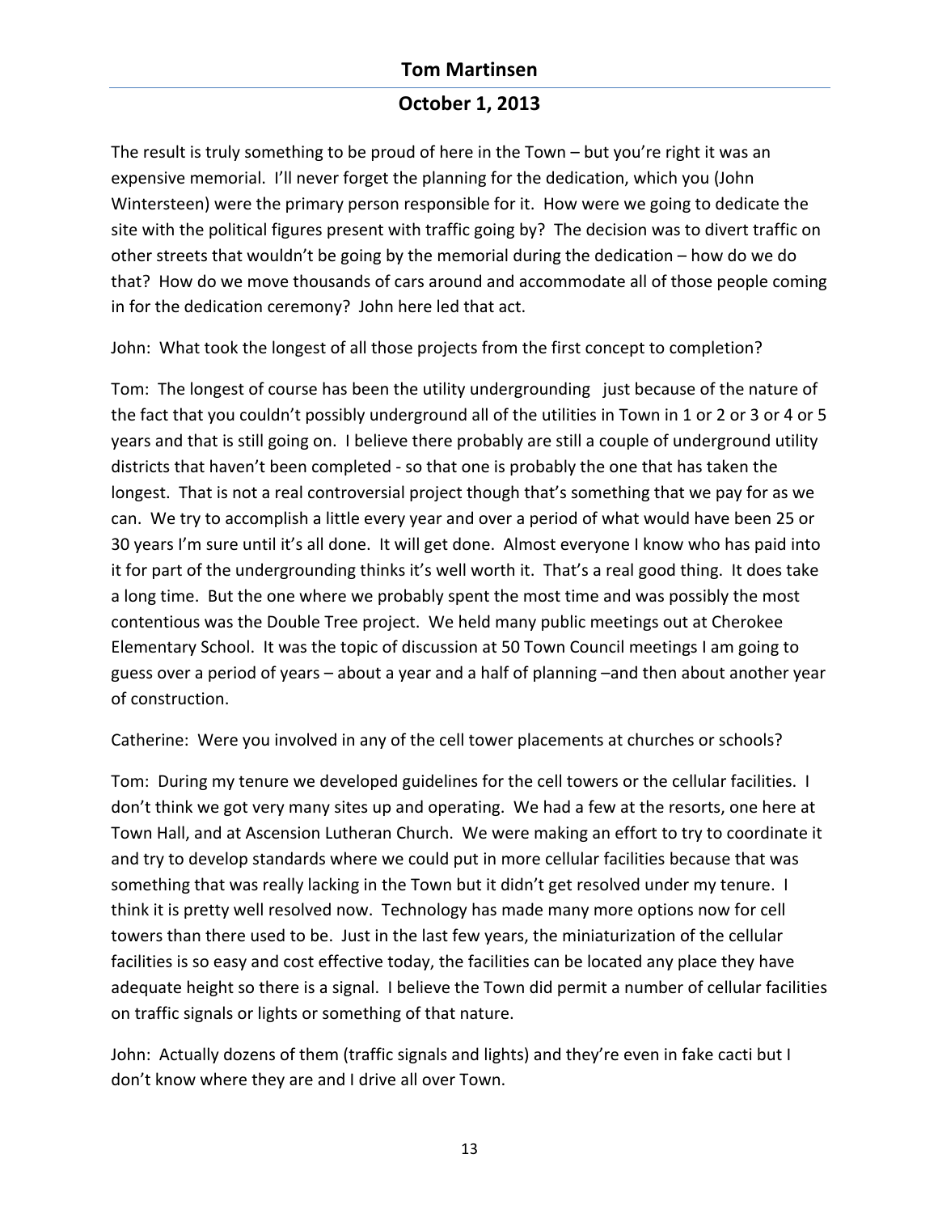The result is truly something to be proud of here in the Town – but you're right it was an expensive memorial. I'll never forget the planning for the dedication, which you (John Wintersteen) were the primary person responsible for it. How were we going to dedicate the site with the political figures present with traffic going by? The decision was to divert traffic on other streets that wouldn't be going by the memorial during the dedication – how do we do that? How do we move thousands of cars around and accommodate all of those people coming in for the dedication ceremony? John here led that act.

John: What took the longest of all those projects from the first concept to completion?

Tom: The longest of course has been the utility undergrounding just because of the nature of the fact that you couldn't possibly underground all of the utilities in Town in 1 or 2 or 3 or 4 or 5 years and that is still going on. I believe there probably are still a couple of underground utility districts that haven't been completed - so that one is probably the one that has taken the longest. That is not a real controversial project though that's something that we pay for as we can. We try to accomplish a little every year and over a period of what would have been 25 or 30 years I'm sure until it's all done. It will get done. Almost everyone I know who has paid into it for part of the undergrounding thinks it's well worth it. That's a real good thing. It does take a long time. But the one where we probably spent the most time and was possibly the most contentious was the Double Tree project. We held many public meetings out at Cherokee Elementary School. It was the topic of discussion at 50 Town Council meetings I am going to guess over a period of years – about a year and a half of planning –and then about another year of construction.

Catherine: Were you involved in any of the cell tower placements at churches or schools?

Tom: During my tenure we developed guidelines for the cell towers or the cellular facilities. I don't think we got very many sites up and operating. We had a few at the resorts, one here at Town Hall, and at Ascension Lutheran Church. We were making an effort to try to coordinate it and try to develop standards where we could put in more cellular facilities because that was something that was really lacking in the Town but it didn't get resolved under my tenure. I think it is pretty well resolved now. Technology has made many more options now for cell towers than there used to be. Just in the last few years, the miniaturization of the cellular facilities is so easy and cost effective today, the facilities can be located any place they have adequate height so there is a signal. I believe the Town did permit a number of cellular facilities on traffic signals or lights or something of that nature.

John: Actually dozens of them (traffic signals and lights) and they're even in fake cacti but I don't know where they are and I drive all over Town.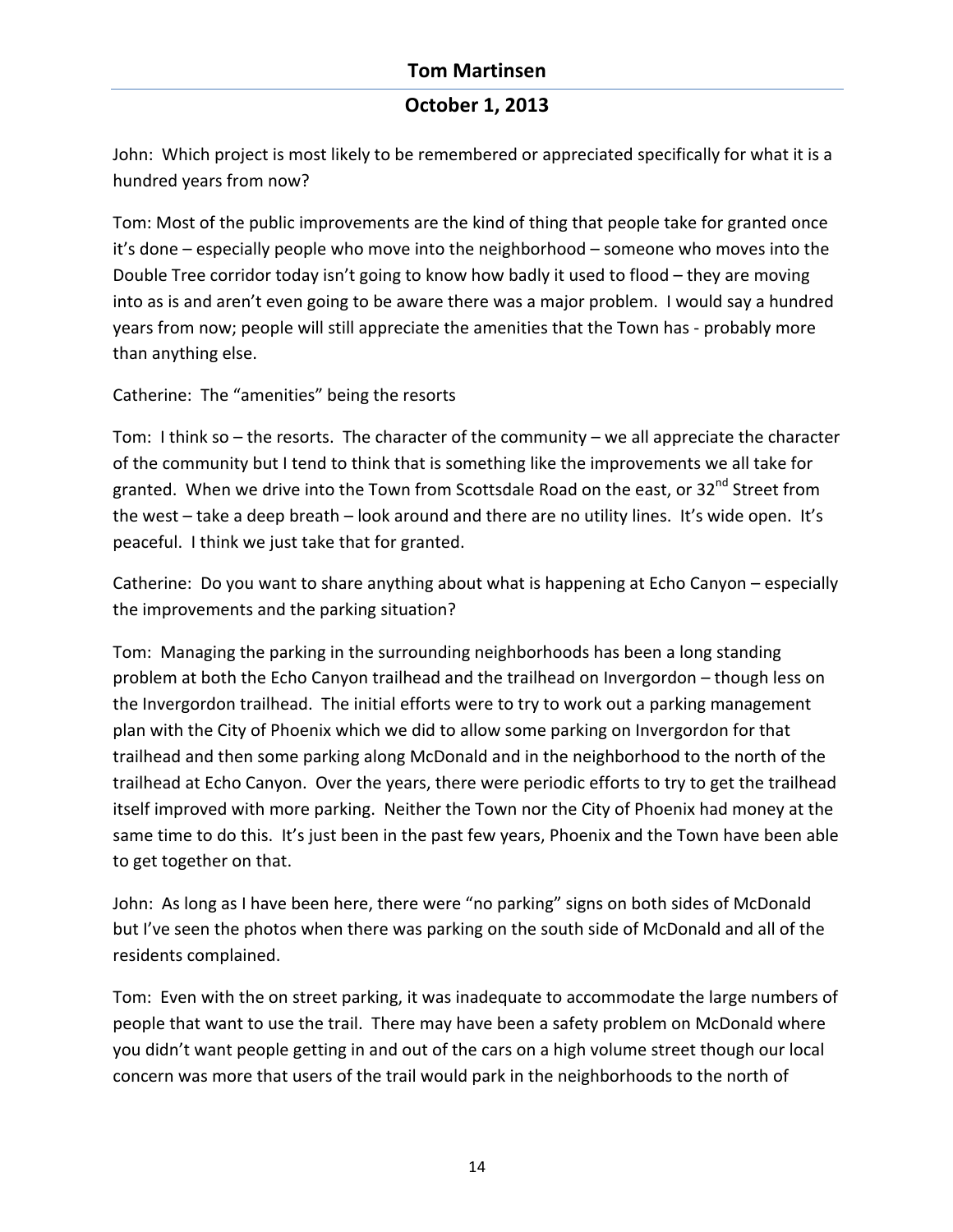John: Which project is most likely to be remembered or appreciated specifically for what it is a hundred years from now?

Tom: Most of the public improvements are the kind of thing that people take for granted once it's done – especially people who move into the neighborhood – someone who moves into the Double Tree corridor today isn't going to know how badly it used to flood – they are moving into as is and aren't even going to be aware there was a major problem. I would say a hundred years from now; people will still appreciate the amenities that the Town has - probably more than anything else.

Catherine: The "amenities" being the resorts

Tom: I think so – the resorts. The character of the community – we all appreciate the character of the community but I tend to think that is something like the improvements we all take for granted. When we drive into the Town from Scottsdale Road on the east, or 32nd Street from the west – take a deep breath – look around and there are no utility lines. It's wide open. It's peaceful. I think we just take that for granted.

Catherine: Do you want to share anything about what is happening at Echo Canyon – especially the improvements and the parking situation?

Tom: Managing the parking in the surrounding neighborhoods has been a long standing problem at both the Echo Canyon trailhead and the trailhead on Invergordon – though less on the Invergordon trailhead. The initial efforts were to try to work out a parking management plan with the City of Phoenix which we did to allow some parking on Invergordon for that trailhead and then some parking along McDonald and in the neighborhood to the north of the trailhead at Echo Canyon. Over the years, there were periodic efforts to try to get the trailhead itself improved with more parking. Neither the Town nor the City of Phoenix had money at the same time to do this. It's just been in the past few years, Phoenix and the Town have been able to get together on that.

John: As long as I have been here, there were "no parking" signs on both sides of McDonald but I've seen the photos when there was parking on the south side of McDonald and all of the residents complained.

Tom: Even with the on street parking, it was inadequate to accommodate the large numbers of people that want to use the trail. There may have been a safety problem on McDonald where you didn't want people getting in and out of the cars on a high volume street though our local concern was more that users of the trail would park in the neighborhoods to the north of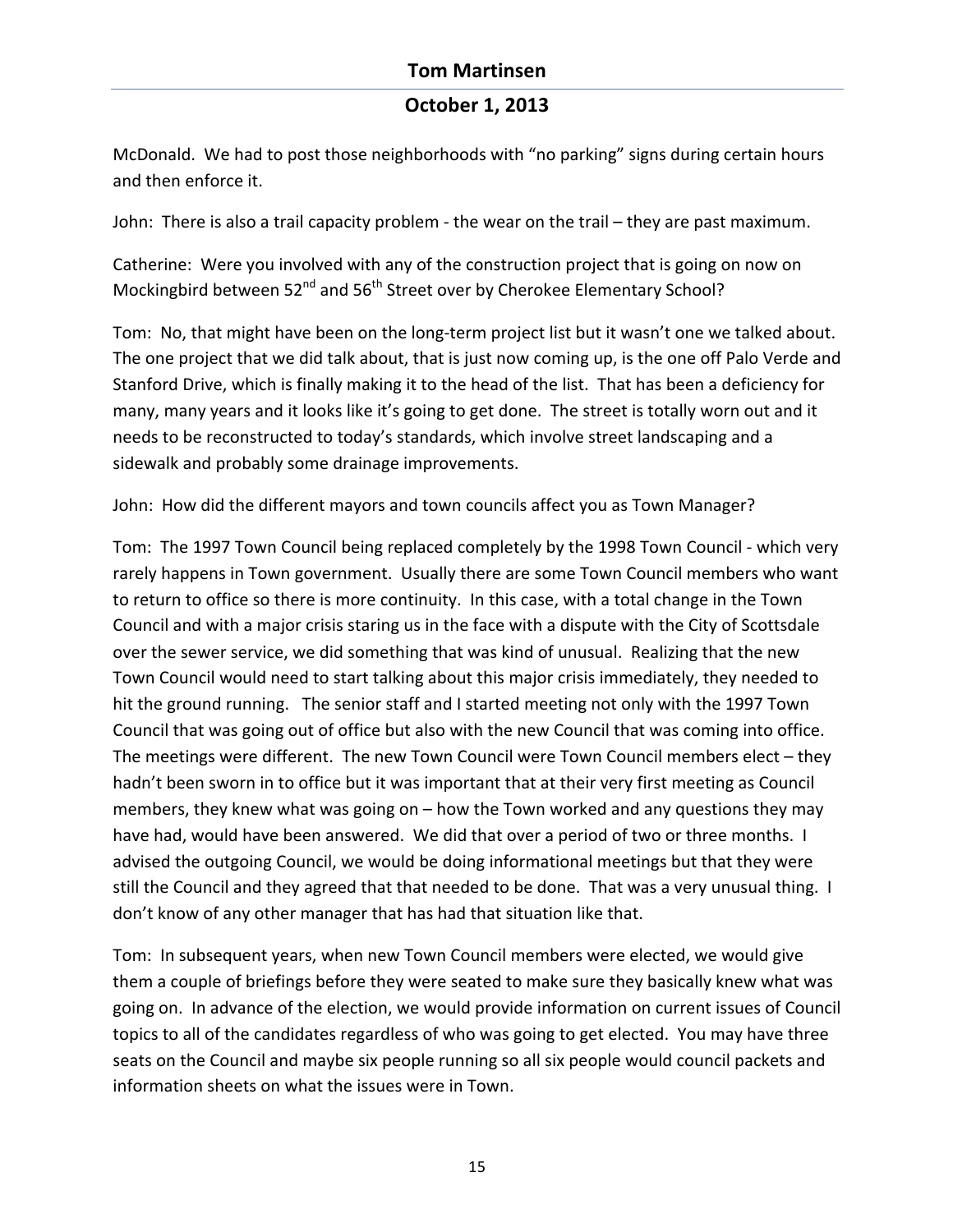McDonald. We had to post those neighborhoods with "no parking" signs during certain hours and then enforce it.

John: There is also a trail capacity problem - the wear on the trail – they are past maximum.

Catherine: Were you involved with any of the construction project that is going on now on Mockingbird between 52nd and 56th Street over by Cherokee Elementary School?

Tom: No, that might have been on the long-term project list but it wasn't one we talked about. The one project that we did talk about, that is just now coming up, is the one off Palo Verde and Stanford Drive, which is finally making it to the head of the list. That has been a deficiency for many, many years and it looks like it's going to get done. The street is totally worn out and it needs to be reconstructed to today's standards, which involve street landscaping and a sidewalk and probably some drainage improvements.

John: How did the different mayors and town councils affect you as Town Manager?

Tom: The 1997 Town Council being replaced completely by the 1998 Town Council - which very rarely happens in Town government. Usually there are some Town Council members who want to return to office so there is more continuity. In this case, with a total change in the Town Council and with a major crisis staring us in the face with a dispute with the City of Scottsdale over the sewer service, we did something that was kind of unusual. Realizing that the new Town Council would need to start talking about this major crisis immediately, they needed to hit the ground running. The senior staff and I started meeting not only with the 1997 Town Council that was going out of office but also with the new Council that was coming into office. The meetings were different. The new Town Council were Town Council members elect – they hadn't been sworn in to office but it was important that at their very first meeting as Council members, they knew what was going on – how the Town worked and any questions they may have had, would have been answered. We did that over a period of two or three months. I advised the outgoing Council, we would be doing informational meetings but that they were still the Council and they agreed that that needed to be done. That was a very unusual thing. I don't know of any other manager that has had that situation like that.

Tom: In subsequent years, when new Town Council members were elected, we would give them a couple of briefings before they were seated to make sure they basically knew what was going on. In advance of the election, we would provide information on current issues of Council topics to all of the candidates regardless of who was going to get elected. You may have three seats on the Council and maybe six people running so all six people would council packets and information sheets on what the issues were in Town.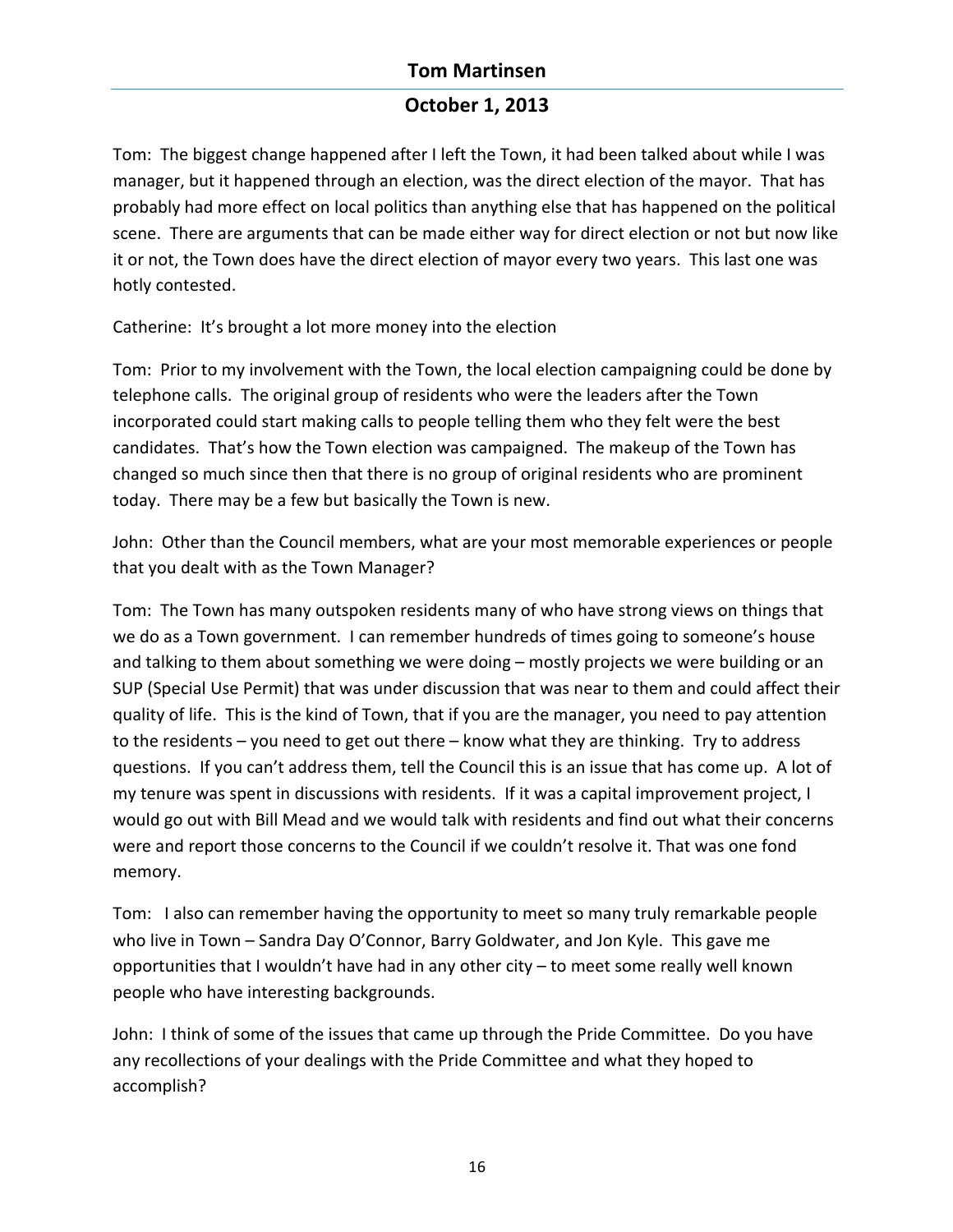Tom: The biggest change happened after I left the Town, it had been talked about while I was manager, but it happened through an election, was the direct election of the mayor. That has probably had more effect on local politics than anything else that has happened on the political scene. There are arguments that can be made either way for direct election or not but now like it or not, the Town does have the direct election of mayor every two years. This last one was hotly contested.

Catherine: It's brought a lot more money into the election

Tom: Prior to my involvement with the Town, the local election campaigning could be done by telephone calls. The original group of residents who were the leaders after the Town incorporated could start making calls to people telling them who they felt were the best candidates. That's how the Town election was campaigned. The makeup of the Town has changed so much since then that there is no group of original residents who are prominent today. There may be a few but basically the Town is new.

John: Other than the Council members, what are your most memorable experiences or people that you dealt with as the Town Manager?

Tom: The Town has many outspoken residents many of who have strong views on things that we do as a Town government. I can remember hundreds of times going to someone's house and talking to them about something we were doing – mostly projects we were building or an SUP (Special Use Permit) that was under discussion that was near to them and could affect their quality of life. This is the kind of Town, that if you are the manager, you need to pay attention to the residents – you need to get out there – know what they are thinking. Try to address questions. If you can't address them, tell the Council this is an issue that has come up. A lot of my tenure was spent in discussions with residents. If it was a capital improvement project, I would go out with Bill Mead and we would talk with residents and find out what their concerns were and report those concerns to the Council if we couldn't resolve it. That was one fond memory.

Tom: I also can remember having the opportunity to meet so many truly remarkable people who live in Town – Sandra Day O'Connor, Barry Goldwater, and Jon Kyle. This gave me opportunities that I wouldn't have had in any other city – to meet some really well known people who have interesting backgrounds.

John: I think of some of the issues that came up through the Pride Committee. Do you have any recollections of your dealings with the Pride Committee and what they hoped to accomplish?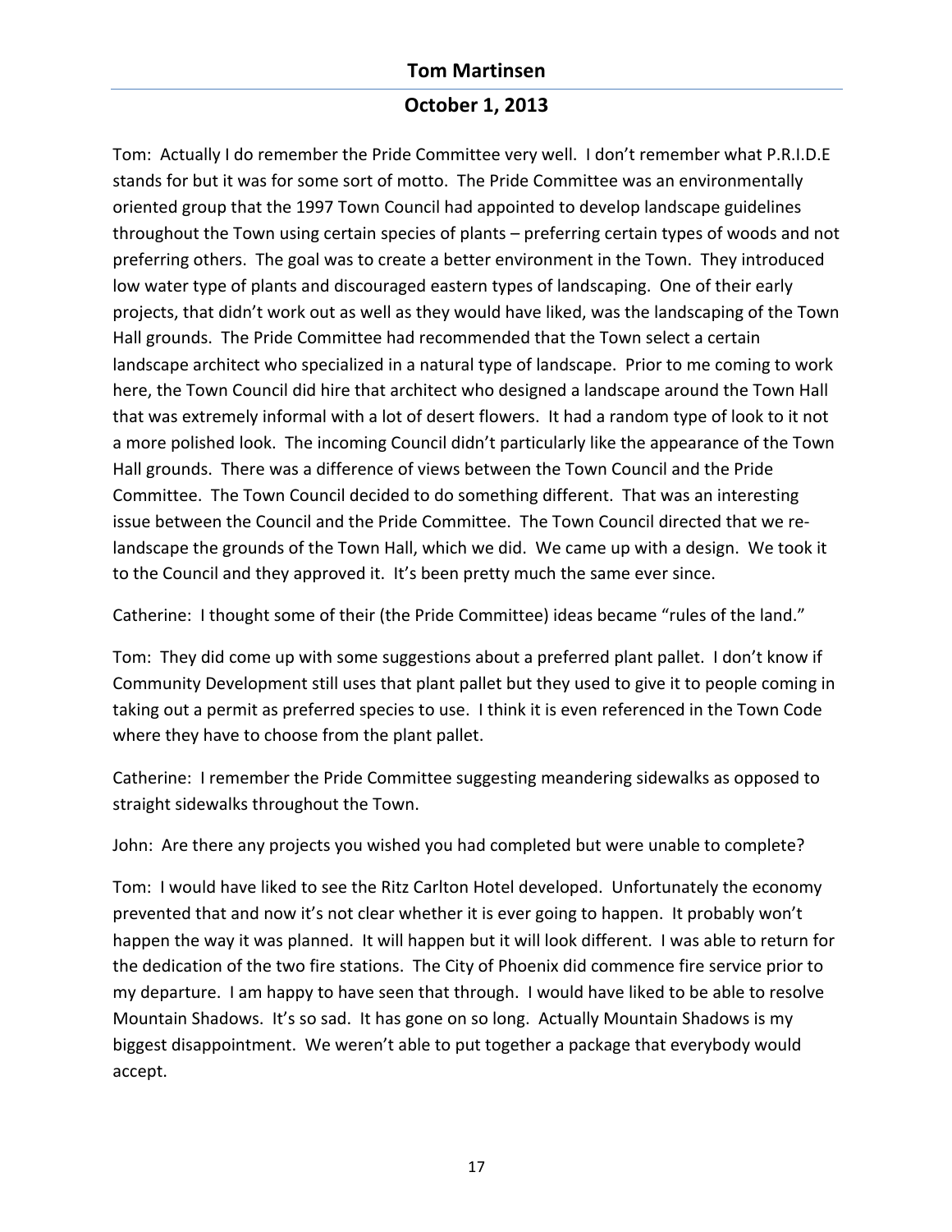Tom: Actually I do remember the Pride Committee very well. I don't remember what P.R.I.D.E stands for but it was for some sort of motto. The Pride Committee was an environmentally oriented group that the 1997 Town Council had appointed to develop landscape guidelines throughout the Town using certain species of plants – preferring certain types of woods and not preferring others. The goal was to create a better environment in the Town. They introduced low water type of plants and discouraged eastern types of landscaping. One of their early projects, that didn't work out as well as they would have liked, was the landscaping of the Town Hall grounds. The Pride Committee had recommended that the Town select a certain landscape architect who specialized in a natural type of landscape. Prior to me coming to work here, the Town Council did hire that architect who designed a landscape around the Town Hall that was extremely informal with a lot of desert flowers. It had a random type of look to it not a more polished look. The incoming Council didn't particularly like the appearance of the Town Hall grounds. There was a difference of views between the Town Council and the Pride Committee. The Town Council decided to do something different. That was an interesting issue between the Council and the Pride Committee. The Town Council directed that we re-landscape the grounds of the Town Hall, which we did. We came up with a design. We took it to the Council and they approved it. It's been pretty much the same ever since.

Catherine: I thought some of their (the Pride Committee) ideas became "rules of the land."

Tom: They did come up with some suggestions about a preferred plant pallet. I don't know if Community Development still uses that plant pallet but they used to give it to people coming in taking out a permit as preferred species to use. I think it is even referenced in the Town Code where they have to choose from the plant pallet.

Catherine: I remember the Pride Committee suggesting meandering sidewalks as opposed to straight sidewalks throughout the Town.

John: Are there any projects you wished you had completed but were unable to complete?

Tom: I would have liked to see the Ritz Carlton Hotel developed. Unfortunately the economy prevented that and now it's not clear whether it is ever going to happen. It probably won't happen the way it was planned. It will happen but it will look different. I was able to return for the dedication of the two fire stations. The City of Phoenix did commence fire service prior to my departure. I am happy to have seen that through. I would have liked to be able to resolve Mountain Shadows. It's so sad. It has gone on so long. Actually Mountain Shadows is my biggest disappointment. We weren't able to put together a package that everybody would accept.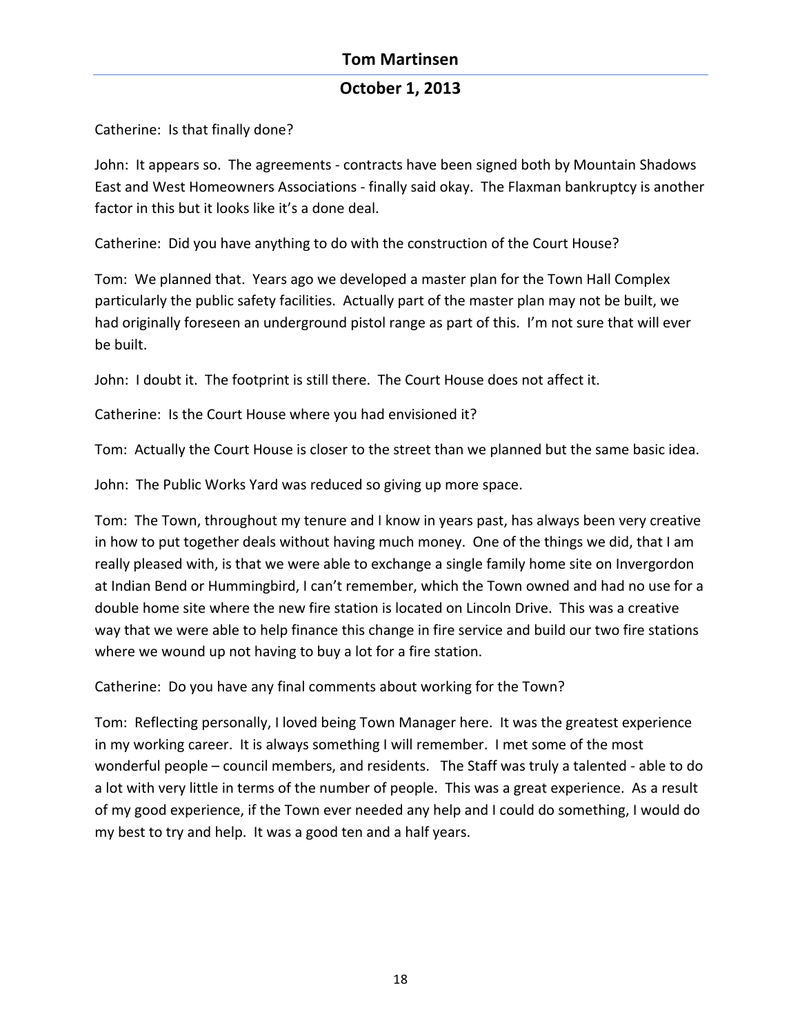Catherine: Is that finally done?

John: It appears so. The agreements - contracts have been signed both by Mountain Shadows East and West Homeowners Associations - finally said okay. The Flaxman bankruptcy is another factor in this but it looks like it's a done deal.

Catherine: Did you have anything to do with the construction of the Court House?

Tom: We planned that. Years ago we developed a master plan for the Town Hall Complex particularly the public safety facilities. Actually part of the master plan may not be built, we had originally foreseen an underground pistol range as part of this. I'm not sure that will ever be built.

John: I doubt it. The footprint is still there. The Court House does not affect it.

Catherine: Is the Court House where you had envisioned it?

Tom: Actually the Court House is closer to the street than we planned but the same basic idea.

John: The Public Works Yard was reduced so giving up more space.

Tom: The Town, throughout my tenure and I know in years past, has always been very creative in how to put together deals without having much money. One of the things we did, that I am really pleased with, is that we were able to exchange a single family home site on Invergordon at Indian Bend or Hummingbird, I can't remember, which the Town owned and had no use for a double home site where the new fire station is located on Lincoln Drive. This was a creative way that we were able to help finance this change in fire service and build our two fire stations where we wound up not having to buy a lot for a fire station.

Catherine: Do you have any final comments about working for the Town?

Tom: Reflecting personally, I loved being Town Manager here. It was the greatest experience in my working career. It is always something I will remember. I met some of the most wonderful people – council members, and residents. The Staff was truly a talented - able to do a lot with very little in terms of the number of people. This was a great experience. As a result of my good experience, if the Town ever needed any help and I could do something, I would do my best to try and help. It was a good ten and a half years.